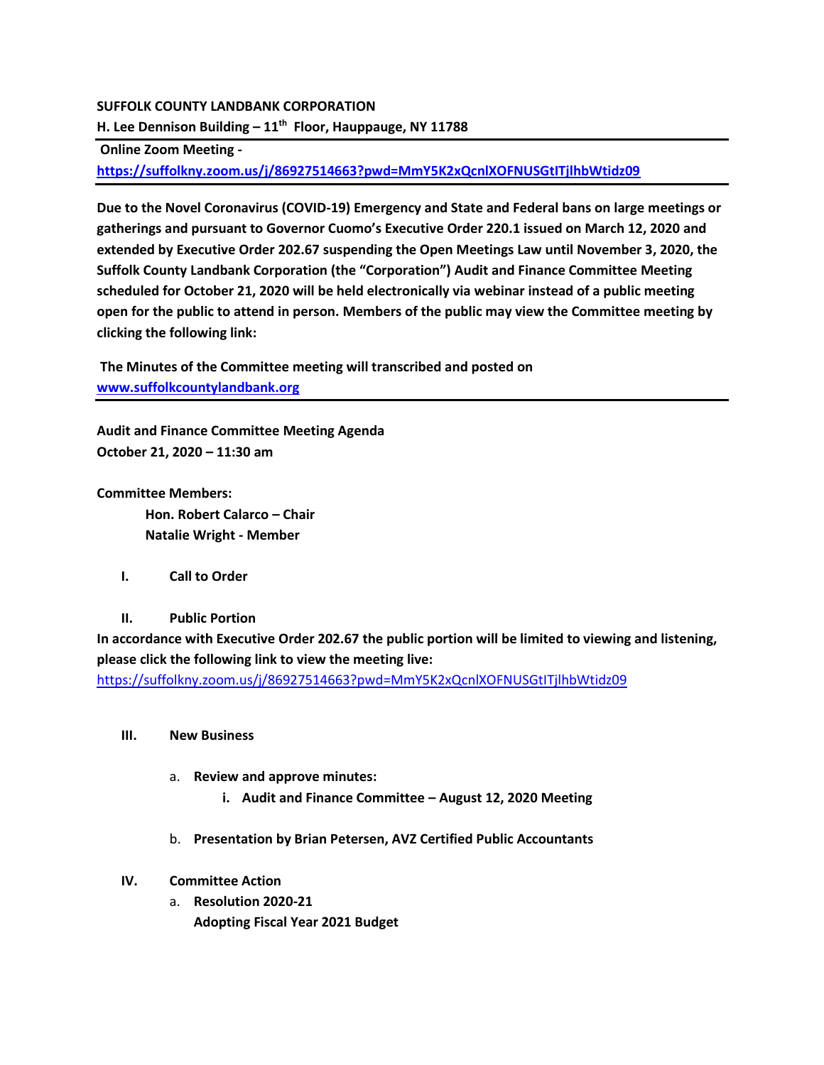**SUFFOLK COUNTY LANDBANK CORPORATION**

**H. Lee Dennison Building – 11th Floor, Hauppauge, NY 11788**

---

**Online Zoom Meeting -**

**https://suffolkny.zoom.us/j/86927514663?pwd=MmY5K2xQcnlXOFNUSGtITjlhbWtidz09**

---

**Due to the Novel Coronavirus (COVID-19) Emergency and State and Federal bans on large meetings or gatherings and pursuant to Governor Cuomo's Executive Order 220.1 issued on March 12, 2020 and extended by Executive Order 202.67 suspending the Open Meetings Law until November 3, 2020, the Suffolk County Landbank Corporation (the "Corporation") Audit and Finance Committee Meeting scheduled for October 21, 2020 will be held electronically via webinar instead of a public meeting open for the public to attend in person. Members of the public may view the Committee meeting by clicking the following link:**

**The Minutes of the Committee meeting will transcribed and posted on www.suffolkcountylandbank.org**

---

**Audit and Finance Committee Meeting Agenda**
**October 21, 2020 – 11:30 am**

**Committee Members:**

- **Hon. Robert Calarco – Chair**
- **Natalie Wright - Member**

**I. Call to Order**

**II. Public Portion**

**In accordance with Executive Order 202.67 the public portion will be limited to viewing and listening, please click the following link to view the meeting live:**
https://suffolkny.zoom.us/j/86927514663?pwd=MmY5K2xQcnlXOFNUSGtITjlhbWtidz09

**III. New Business**

a. **Review and approve minutes:**
   i. **Audit and Finance Committee – August 12, 2020 Meeting**

b. **Presentation by Brian Petersen, AVZ Certified Public Accountants**

**IV. Committee Action**

a. **Resolution 2020-21**
   **Adopting Fiscal Year 2021 Budget**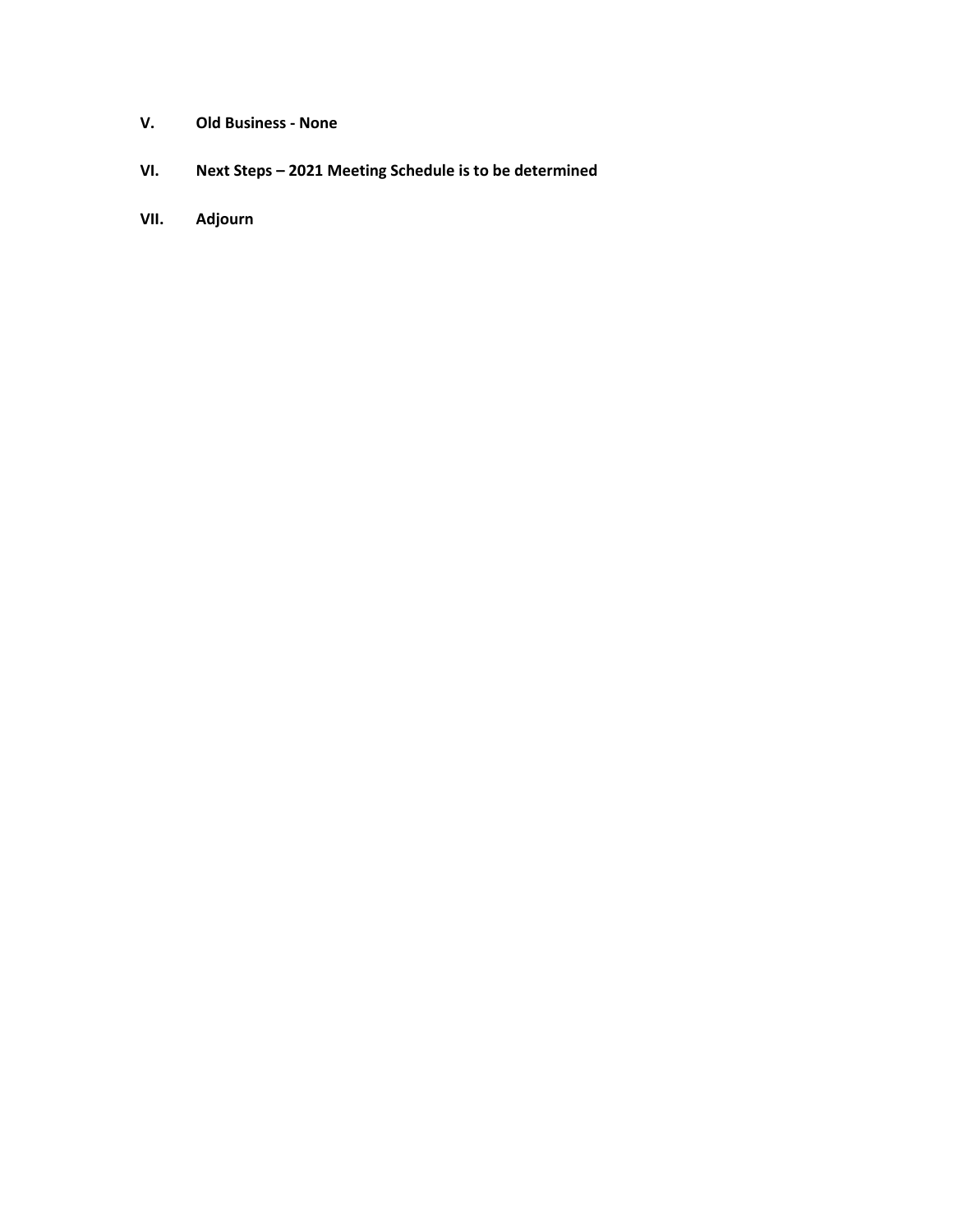**V. Old Business - None**

**VI. Next Steps – 2021 Meeting Schedule is to be determined**

**VII. Adjourn**